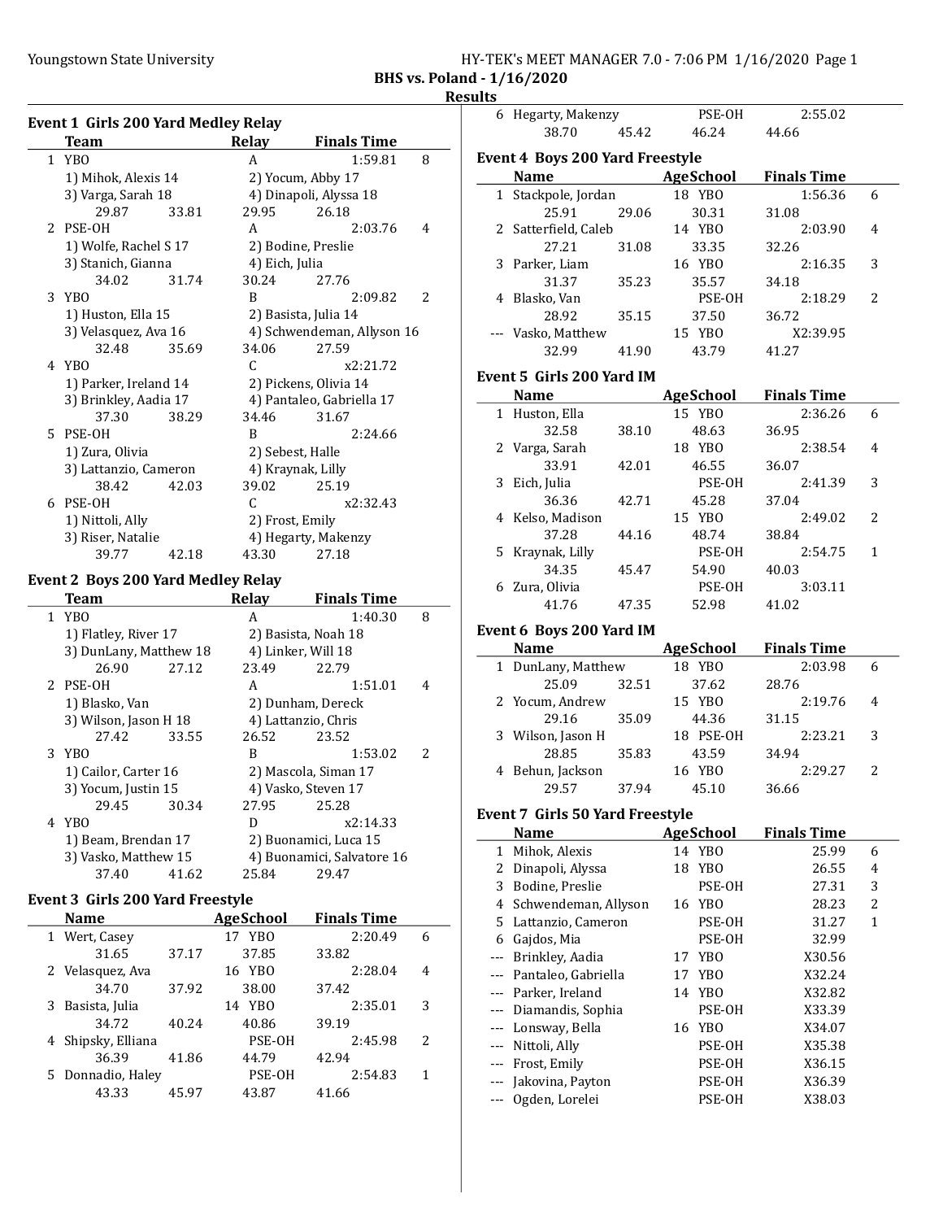# BHS vs. Poland - 1/16/2020

## Results

### Event 1 Girls 200 Yard Medley Relay

| | Team | Relay | Finals Time | |
|---|---|---|---|---|
| 1 | YBO | A | 1:59.81 | 8 |
| | 1) Mihok, Alexis 14 | 2) Yocum, Abby 17 | | |
| | 3) Varga, Sarah 18 | 4) Dinapoli, Alyssa 18 | | |
| | 29.87 33.81 | 29.95 | 26.18 | |
| 2 | PSE-OH | A | 2:03.76 | 4 |
| | 1) Wolfe, Rachel S 17 | 2) Bodine, Preslie | | |
| | 3) Stanich, Gianna | 4) Eich, Julia | | |
| | 34.02 31.74 | 30.24 | 27.76 | |
| 3 | YBO | B | 2:09.82 | 2 |
| | 1) Huston, Ella 15 | 2) Basista, Julia 14 | | |
| | 3) Velasquez, Ava 16 | 4) Schwendeman, Allyson 16 | | |
| | 32.48 35.69 | 34.06 | 27.59 | |
| 4 | YBO | C | x2:21.72 | |
| | 1) Parker, Ireland 14 | 2) Pickens, Olivia 14 | | |
| | 3) Brinkley, Aadia 17 | 4) Pantaleo, Gabriella 17 | | |
| | 37.30 38.29 | 34.46 | 31.67 | |
| 5 | PSE-OH | B | 2:24.66 | |
| | 1) Zura, Olivia | 2) Sebest, Halle | | |
| | 3) Lattanzio, Cameron | 4) Kraynak, Lilly | | |
| | 38.42 42.03 | 39.02 | 25.19 | |
| 6 | PSE-OH | C | x2:32.43 | |
| | 1) Nittoli, Ally | 2) Frost, Emily | | |
| | 3) Riser, Natalie | 4) Hegarty, Makenzy | | |
| | 39.77 42.18 | 43.30 | 27.18 | |

### Event 2 Boys 200 Yard Medley Relay

| | Team | Relay | Finals Time | |
|---|---|---|---|---|
| 1 | YBO | A | 1:40.30 | 8 |
| | 1) Flatley, River 17 | 2) Basista, Noah 18 | | |
| | 3) DunLany, Matthew 18 | 4) Linker, Will 18 | | |
| | 26.90 27.12 | 23.49 | 22.79 | |
| 2 | PSE-OH | A | 1:51.01 | 4 |
| | 1) Blasko, Van | 2) Dunham, Dereck | | |
| | 3) Wilson, Jason H 18 | 4) Lattanzio, Chris | | |
| | 27.42 33.55 | 26.52 | 23.52 | |
| 3 | YBO | B | 1:53.02 | 2 |
| | 1) Cailor, Carter 16 | 2) Mascola, Siman 17 | | |
| | 3) Yocum, Justin 15 | 4) Vasko, Steven 17 | | |
| | 29.45 30.34 | 27.95 | 25.28 | |
| 4 | YBO | D | x2:14.33 | |
| | 1) Beam, Brendan 17 | 2) Buonamici, Luca 15 | | |
| | 3) Vasko, Matthew 15 | 4) Buonamici, Salvatore 16 | | |
| | 37.40 41.62 | 25.84 | 29.47 | |

### Event 3 Girls 200 Yard Freestyle

| | Name | Age | School | Finals Time | |
|---|---|---|---|---|---|
| 1 | Wert, Casey | 17 | YBO | 2:20.49 | 6 |
| | 31.65 37.17 | 37.85 | | 33.82 | |
| 2 | Velasquez, Ava | 16 | YBO | 2:28.04 | 4 |
| | 34.70 37.92 | 38.00 | | 37.42 | |
| 3 | Basista, Julia | 14 | YBO | 2:35.01 | 3 |
| | 34.72 40.24 | 40.86 | | 39.19 | |
| 4 | Shipsky, Elliana | | PSE-OH | 2:45.98 | 2 |
| | 36.39 41.86 | 44.79 | | 42.94 | |
| 5 | Donnadio, Haley | | PSE-OH | 2:54.83 | 1 |
| | 43.33 45.97 | 43.87 | | 41.66 | |
| 6 | Hegarty, Makenzy | | PSE-OH | 2:55.02 | |
| | 38.70 45.42 | 46.24 | | 44.66 | |

### Event 4 Boys 200 Yard Freestyle

| | Name | Age | School | Finals Time | |
|---|---|---|---|---|---|
| 1 | Stackpole, Jordan | 18 | YBO | 1:56.36 | 6 |
| | 25.91 29.06 | 30.31 | | 31.08 | |
| 2 | Satterfield, Caleb | 14 | YBO | 2:03.90 | 4 |
| | 27.21 31.08 | 33.35 | | 32.26 | |
| 3 | Parker, Liam | 16 | YBO | 2:16.35 | 3 |
| | 31.37 35.23 | 35.57 | | 34.18 | |
| 4 | Blasko, Van | | PSE-OH | 2:18.29 | 2 |
| | 28.92 35.15 | 37.50 | | 36.72 | |
| --- | Vasko, Matthew | 15 | YBO | X2:39.95 | |
| | 32.99 41.90 | 43.79 | | 41.27 | |

### Event 5 Girls 200 Yard IM

| | Name | Age | School | Finals Time | |
|---|---|---|---|---|---|
| 1 | Huston, Ella | 15 | YBO | 2:36.26 | 6 |
| | 32.58 38.10 | 48.63 | | 36.95 | |
| 2 | Varga, Sarah | 18 | YBO | 2:38.54 | 4 |
| | 33.91 42.01 | 46.55 | | 36.07 | |
| 3 | Eich, Julia | | PSE-OH | 2:41.39 | 3 |
| | 36.36 42.71 | 45.28 | | 37.04 | |
| 4 | Kelso, Madison | 15 | YBO | 2:49.02 | 2 |
| | 37.28 44.16 | 48.74 | | 38.84 | |
| 5 | Kraynak, Lilly | | PSE-OH | 2:54.75 | 1 |
| | 34.35 45.47 | 54.90 | | 40.03 | |
| 6 | Zura, Olivia | | PSE-OH | 3:03.11 | |
| | 41.76 47.35 | 52.98 | | 41.02 | |

### Event 6 Boys 200 Yard IM

| | Name | Age | School | Finals Time | |
|---|---|---|---|---|---|
| 1 | DunLany, Matthew | 18 | YBO | 2:03.98 | 6 |
| | 25.09 32.51 | 37.62 | | 28.76 | |
| 2 | Yocum, Andrew | 15 | YBO | 2:19.76 | 4 |
| | 29.16 35.09 | 44.36 | | 31.15 | |
| 3 | Wilson, Jason H | 18 | PSE-OH | 2:23.21 | 3 |
| | 28.85 35.83 | 43.59 | | 34.94 | |
| 4 | Behun, Jackson | 16 | YBO | 2:29.27 | 2 |
| | 29.57 37.94 | 45.10 | | 36.66 | |

### Event 7 Girls 50 Yard Freestyle

| | Name | Age | School | Finals Time | |
|---|---|---|---|---|---|
| 1 | Mihok, Alexis | 14 | YBO | 25.99 | 6 |
| 2 | Dinapoli, Alyssa | 18 | YBO | 26.55 | 4 |
| 3 | Bodine, Preslie | | PSE-OH | 27.31 | 3 |
| 4 | Schwendeman, Allyson | 16 | YBO | 28.23 | 2 |
| 5 | Lattanzio, Cameron | | PSE-OH | 31.27 | 1 |
| 6 | Gajdos, Mia | | PSE-OH | 32.99 | |
| --- | Brinkley, Aadia | 17 | YBO | X30.56 | |
| --- | Pantaleo, Gabriella | 17 | YBO | X32.24 | |
| --- | Parker, Ireland | 14 | YBO | X32.82 | |
| --- | Diamandis, Sophia | | PSE-OH | X33.39 | |
| --- | Lonsway, Bella | 16 | YBO | X34.07 | |
| --- | Nittoli, Ally | | PSE-OH | X35.38 | |
| --- | Frost, Emily | | PSE-OH | X36.15 | |
| --- | Jakovina, Payton | | PSE-OH | X36.39 | |
| --- | Ogden, Lorelei | | PSE-OH | X38.03 | |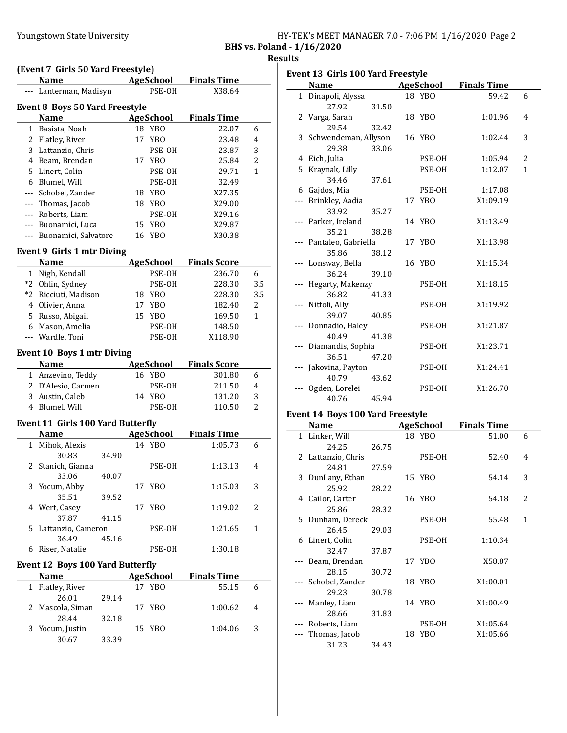**BHS vs. Poland - 1/16/2020**

**Results**

### (Event 7 Girls 50 Yard Freestyle)

| | Name | Age | School | Finals Time | |
|---|---|---|---|---|---|
| --- | Lanterman, Madisyn | | PSE-OH | X38.64 | |

### Event 8 Boys 50 Yard Freestyle

| | Name | Age | School | Finals Time | |
|---|---|---|---|---|---|
| 1 | Basista, Noah | 18 | YBO | 22.07 | 6 |
| 2 | Flatley, River | 17 | YBO | 23.48 | 4 |
| 3 | Lattanzio, Chris | | PSE-OH | 23.87 | 3 |
| 4 | Beam, Brendan | 17 | YBO | 25.84 | 2 |
| 5 | Linert, Colin | | PSE-OH | 29.71 | 1 |
| 6 | Blumel, Will | | PSE-OH | 32.49 | |
| --- | Schobel, Zander | 18 | YBO | X27.35 | |
| --- | Thomas, Jacob | 18 | YBO | X29.00 | |
| --- | Roberts, Liam | | PSE-OH | X29.16 | |
| --- | Buonamici, Luca | 15 | YBO | X29.87 | |
| --- | Buonamici, Salvatore | 16 | YBO | X30.38 | |

### Event 9 Girls 1 mtr Diving

| | Name | Age | School | Finals Score | |
|---|---|---|---|---|---|
| 1 | Nigh, Kendall | | PSE-OH | 236.70 | 6 |
| *2 | Ohlin, Sydney | | PSE-OH | 228.30 | 3.5 |
| *2 | Ricciuti, Madison | 18 | YBO | 228.30 | 3.5 |
| 4 | Olivier, Anna | 17 | YBO | 182.40 | 2 |
| 5 | Russo, Abigail | 15 | YBO | 169.50 | 1 |
| 6 | Mason, Amelia | | PSE-OH | 148.50 | |
| --- | Wardle, Toni | | PSE-OH | X118.90 | |

### Event 10 Boys 1 mtr Diving

| | Name | Age | School | Finals Score | |
|---|---|---|---|---|---|
| 1 | Anzevino, Teddy | 16 | YBO | 301.80 | 6 |
| 2 | D'Alesio, Carmen | | PSE-OH | 211.50 | 4 |
| 3 | Austin, Caleb | 14 | YBO | 131.20 | 3 |
| 4 | Blumel, Will | | PSE-OH | 110.50 | 2 |

### Event 11 Girls 100 Yard Butterfly

| | Name | Age | School | Finals Time | |
|---|---|---|---|---|---|
| 1 | Mihok, Alexis | 14 | YBO | 1:05.73 | 6 |
| | 30.83 34.90 | | | | |
| 2 | Stanich, Gianna | | PSE-OH | 1:13.13 | 4 |
| | 33.06 40.07 | | | | |
| 3 | Yocum, Abby | 17 | YBO | 1:15.03 | 3 |
| | 35.51 39.52 | | | | |
| 4 | Wert, Casey | 17 | YBO | 1:19.02 | 2 |
| | 37.87 41.15 | | | | |
| 5 | Lattanzio, Cameron | | PSE-OH | 1:21.65 | 1 |
| | 36.49 45.16 | | | | |
| 6 | Riser, Natalie | | PSE-OH | 1:30.18 | |

### Event 12 Boys 100 Yard Butterfly

| | Name | Age | School | Finals Time | |
|---|---|---|---|---|---|
| 1 | Flatley, River | 17 | YBO | 55.15 | 6 |
| | 26.01 29.14 | | | | |
| 2 | Mascola, Siman | 17 | YBO | 1:00.62 | 4 |
| | 28.44 32.18 | | | | |
| 3 | Yocum, Justin | 15 | YBO | 1:04.06 | 3 |
| | 30.67 33.39 | | | | |

### Event 13 Girls 100 Yard Freestyle

| | Name | Age | School | Finals Time | |
|---|---|---|---|---|---|
| 1 | Dinapoli, Alyssa | 18 | YBO | 59.42 | 6 |
| | 27.92 31.50 | | | | |
| 2 | Varga, Sarah | 18 | YBO | 1:01.96 | 4 |
| | 29.54 32.42 | | | | |
| 3 | Schwendeman, Allyson | 16 | YBO | 1:02.44 | 3 |
| | 29.38 33.06 | | | | |
| 4 | Eich, Julia | | PSE-OH | 1:05.94 | 2 |
| 5 | Kraynak, Lilly | | PSE-OH | 1:12.07 | 1 |
| | 34.46 37.61 | | | | |
| 6 | Gajdos, Mia | | PSE-OH | 1:17.08 | |
| --- | Brinkley, Aadia | 17 | YBO | X1:09.19 | |
| | 33.92 35.27 | | | | |
| --- | Parker, Ireland | 14 | YBO | X1:13.49 | |
| | 35.21 38.28 | | | | |
| --- | Pantaleo, Gabriella | 17 | YBO | X1:13.98 | |
| | 35.86 38.12 | | | | |
| --- | Lonsway, Bella | 16 | YBO | X1:15.34 | |
| | 36.24 39.10 | | | | |
| --- | Hegarty, Makenzy | | PSE-OH | X1:18.15 | |
| | 36.82 41.33 | | | | |
| --- | Nittoli, Ally | | PSE-OH | X1:19.92 | |
| | 39.07 40.85 | | | | |
| --- | Donnadio, Haley | | PSE-OH | X1:21.87 | |
| | 40.49 41.38 | | | | |
| --- | Diamandis, Sophia | | PSE-OH | X1:23.71 | |
| | 36.51 47.20 | | | | |
| --- | Jakovina, Payton | | PSE-OH | X1:24.41 | |
| | 40.79 43.62 | | | | |
| --- | Ogden, Lorelei | | PSE-OH | X1:26.70 | |
| | 40.76 45.94 | | | | |

### Event 14 Boys 100 Yard Freestyle

| | Name | Age | School | Finals Time | |
|---|---|---|---|---|---|
| 1 | Linker, Will | 18 | YBO | 51.00 | 6 |
| | 24.25 26.75 | | | | |
| 2 | Lattanzio, Chris | | PSE-OH | 52.40 | 4 |
| | 24.81 27.59 | | | | |
| 3 | DunLany, Ethan | 15 | YBO | 54.14 | 3 |
| | 25.92 28.22 | | | | |
| 4 | Cailor, Carter | 16 | YBO | 54.18 | 2 |
| | 25.86 28.32 | | | | |
| 5 | Dunham, Dereck | | PSE-OH | 55.48 | 1 |
| | 26.45 29.03 | | | | |
| 6 | Linert, Colin | | PSE-OH | 1:10.34 | |
| | 32.47 37.87 | | | | |
| --- | Beam, Brendan | 17 | YBO | X58.87 | |
| | 28.15 30.72 | | | | |
| --- | Schobel, Zander | 18 | YBO | X1:00.01 | |
| | 29.23 30.78 | | | | |
| --- | Manley, Liam | 14 | YBO | X1:00.49 | |
| | 28.66 31.83 | | | | |
| --- | Roberts, Liam | | PSE-OH | X1:05.64 | |
| --- | Thomas, Jacob | 18 | YBO | X1:05.66 | |
| | 31.23 34.43 | | | | |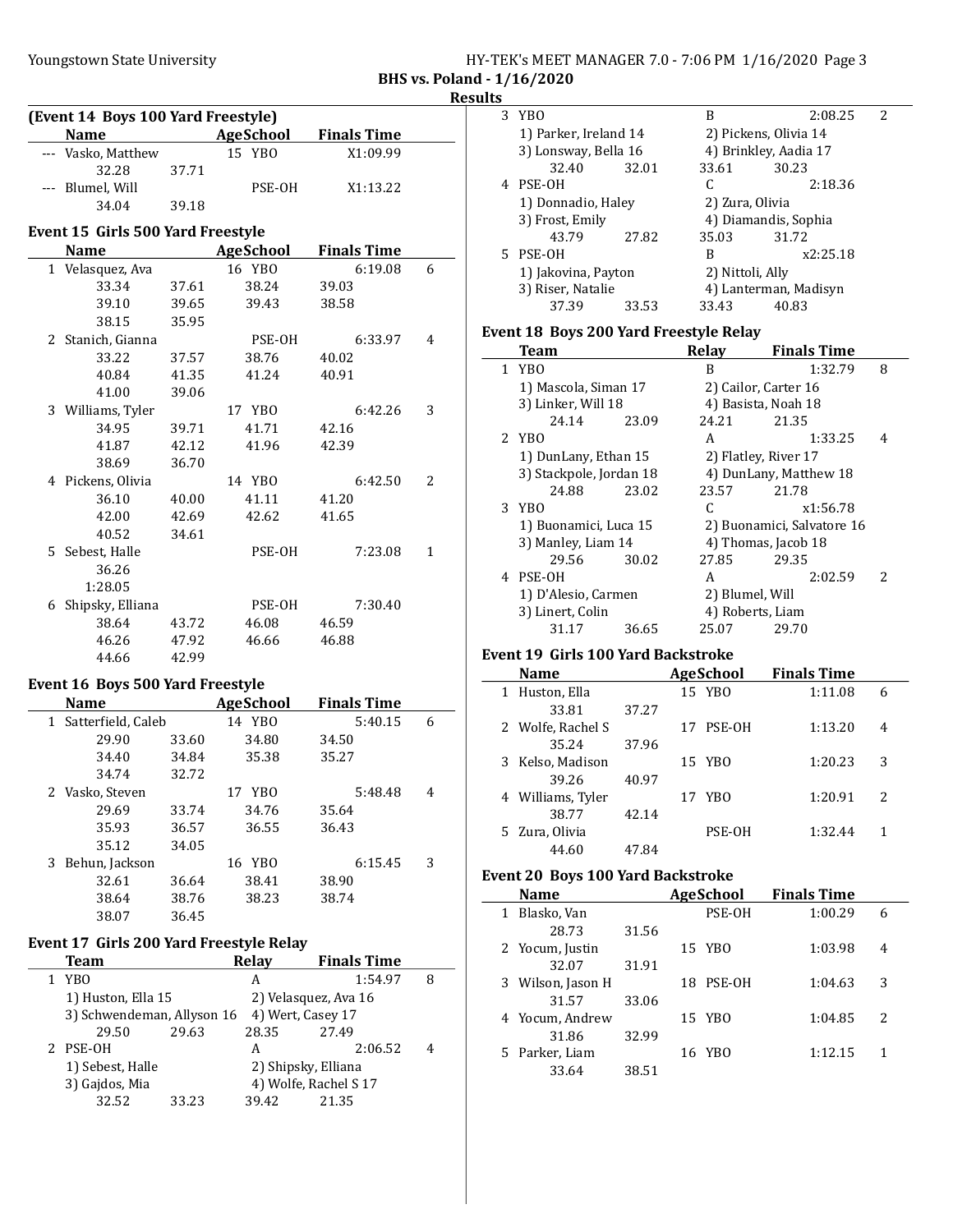Youngstown State University — HY-TEK's MEET MANAGER 7.0 - 7:06 PM 1/16/2020

## BHS vs. Poland - 1/16/2020

### Results

#### (Event 14 Boys 100 Yard Freestyle)

| | Name | Age | School | Finals Time | |
|---|---|---|---|---|---|
| --- | Vasko, Matthew | 15 | YBO | X1:09.99 | |
| | 32.28 37.71 | | | | |
| --- | Blumel, Will | | PSE-OH | X1:13.22 | |
| | 34.04 39.18 | | | | |

#### Event 15 Girls 500 Yard Freestyle

| | Name | Age | School | Finals Time | Points |
|---|---|---|---|---|---|
| 1 | Velasquez, Ava | 16 | YBO | 6:19.08 | 6 |
| | 33.34 37.61 38.24 39.03 39.10 39.65 39.43 38.58 38.15 35.95 | | | | |
| 2 | Stanich, Gianna | | PSE-OH | 6:33.97 | 4 |
| | 33.22 37.57 38.76 40.02 40.84 41.35 41.24 40.91 41.00 39.06 | | | | |
| 3 | Williams, Tyler | 17 | YBO | 6:42.26 | 3 |
| | 34.95 39.71 41.71 42.16 41.87 42.12 41.96 42.39 38.69 36.70 | | | | |
| 4 | Pickens, Olivia | 14 | YBO | 6:42.50 | 2 |
| | 36.10 40.00 41.11 41.20 42.00 42.69 42.62 41.65 40.52 34.61 | | | | |
| 5 | Sebest, Halle | | PSE-OH | 7:23.08 | 1 |
| | 36.26 1:28.05 | | | | |
| 6 | Shipsky, Elliana | | PSE-OH | 7:30.40 | |
| | 38.64 43.72 46.08 46.59 46.26 47.92 46.66 46.88 44.66 42.99 | | | | |

#### Event 16 Boys 500 Yard Freestyle

| | Name | Age | School | Finals Time | Points |
|---|---|---|---|---|---|
| 1 | Satterfield, Caleb | 14 | YBO | 5:40.15 | 6 |
| | 29.90 33.60 34.80 34.50 34.40 34.84 35.38 35.27 34.74 32.72 | | | | |
| 2 | Vasko, Steven | 17 | YBO | 5:48.48 | 4 |
| | 29.69 33.74 34.76 35.64 35.93 36.57 36.55 36.43 35.12 34.05 | | | | |
| 3 | Behun, Jackson | 16 | YBO | 6:15.45 | 3 |
| | 32.61 36.64 38.41 38.90 38.64 38.76 38.23 38.74 38.07 36.45 | | | | |

#### Event 17 Girls 200 Yard Freestyle Relay

| | Team | Relay | Finals Time | Points |
|---|---|---|---|---|
| 1 | YBO | A | 1:54.97 | 8 |
| | 1) Huston, Ella 15; 2) Velasquez, Ava 16; 3) Schwendeman, Allyson 16; 4) Wert, Casey 17 | | | |
| | 29.50 29.63 28.35 27.49 | | | |
| 2 | PSE-OH | A | 2:06.52 | 4 |
| | 1) Sebest, Halle; 2) Shipsky, Elliana; 3) Gajdos, Mia; 4) Wolfe, Rachel S 17 | | | |
| | 32.52 33.23 39.42 21.35 | | | |
| 3 | YBO | B | 2:08.25 | 2 |
| | 1) Parker, Ireland 14; 2) Pickens, Olivia 14; 3) Lonsway, Bella 16; 4) Brinkley, Aadia 17 | | | |
| | 32.40 32.01 33.61 30.23 | | | |
| 4 | PSE-OH | C | 2:18.36 | |
| | 1) Donnadio, Haley; 2) Zura, Olivia; 3) Frost, Emily; 4) Diamandis, Sophia | | | |
| | 43.79 27.82 35.03 31.72 | | | |
| 5 | PSE-OH | B | x2:25.18 | |
| | 1) Jakovina, Payton; 2) Nittoli, Ally; 3) Riser, Natalie; 4) Lanterman, Madisyn | | | |
| | 37.39 33.53 33.43 40.83 | | | |

#### Event 18 Boys 200 Yard Freestyle Relay

| | Team | Relay | Finals Time | Points |
|---|---|---|---|---|
| 1 | YBO | B | 1:32.79 | 8 |
| | 1) Mascola, Siman 17; 2) Cailor, Carter 16; 3) Linker, Will 18; 4) Basista, Noah 18 | | | |
| | 24.14 23.09 24.21 21.35 | | | |
| 2 | YBO | A | 1:33.25 | 4 |
| | 1) DunLany, Ethan 15; 2) Flatley, River 17; 3) Stackpole, Jordan 18; 4) DunLany, Matthew 18 | | | |
| | 24.88 23.02 23.57 21.78 | | | |
| 3 | YBO | C | x1:56.78 | |
| | 1) Buonamici, Luca 15; 2) Buonamici, Salvatore 16; 3) Manley, Liam 14; 4) Thomas, Jacob 18 | | | |
| | 29.56 30.02 27.85 29.35 | | | |
| 4 | PSE-OH | A | 2:02.59 | 2 |
| | 1) D'Alesio, Carmen; 2) Blumel, Will; 3) Linert, Colin; 4) Roberts, Liam | | | |
| | 31.17 36.65 25.07 29.70 | | | |

#### Event 19 Girls 100 Yard Backstroke

| | Name | Age | School | Finals Time | Points |
|---|---|---|---|---|---|
| 1 | Huston, Ella | 15 | YBO | 1:11.08 | 6 |
| | 33.81 37.27 | | | | |
| 2 | Wolfe, Rachel S | 17 | PSE-OH | 1:13.20 | 4 |
| | 35.24 37.96 | | | | |
| 3 | Kelso, Madison | 15 | YBO | 1:20.23 | 3 |
| | 39.26 40.97 | | | | |
| 4 | Williams, Tyler | 17 | YBO | 1:20.91 | 2 |
| | 38.77 42.14 | | | | |
| 5 | Zura, Olivia | | PSE-OH | 1:32.44 | 1 |
| | 44.60 47.84 | | | | |

#### Event 20 Boys 100 Yard Backstroke

| | Name | Age | School | Finals Time | Points |
|---|---|---|---|---|---|
| 1 | Blasko, Van | | PSE-OH | 1:00.29 | 6 |
| | 28.73 31.56 | | | | |
| 2 | Yocum, Justin | 15 | YBO | 1:03.98 | 4 |
| | 32.07 31.91 | | | | |
| 3 | Wilson, Jason H | 18 | PSE-OH | 1:04.63 | 3 |
| | 31.57 33.06 | | | | |
| 4 | Yocum, Andrew | 15 | YBO | 1:04.85 | 2 |
| | 31.86 32.99 | | | | |
| 5 | Parker, Liam | 16 | YBO | 1:12.15 | 1 |
| | 33.64 38.51 | | | | |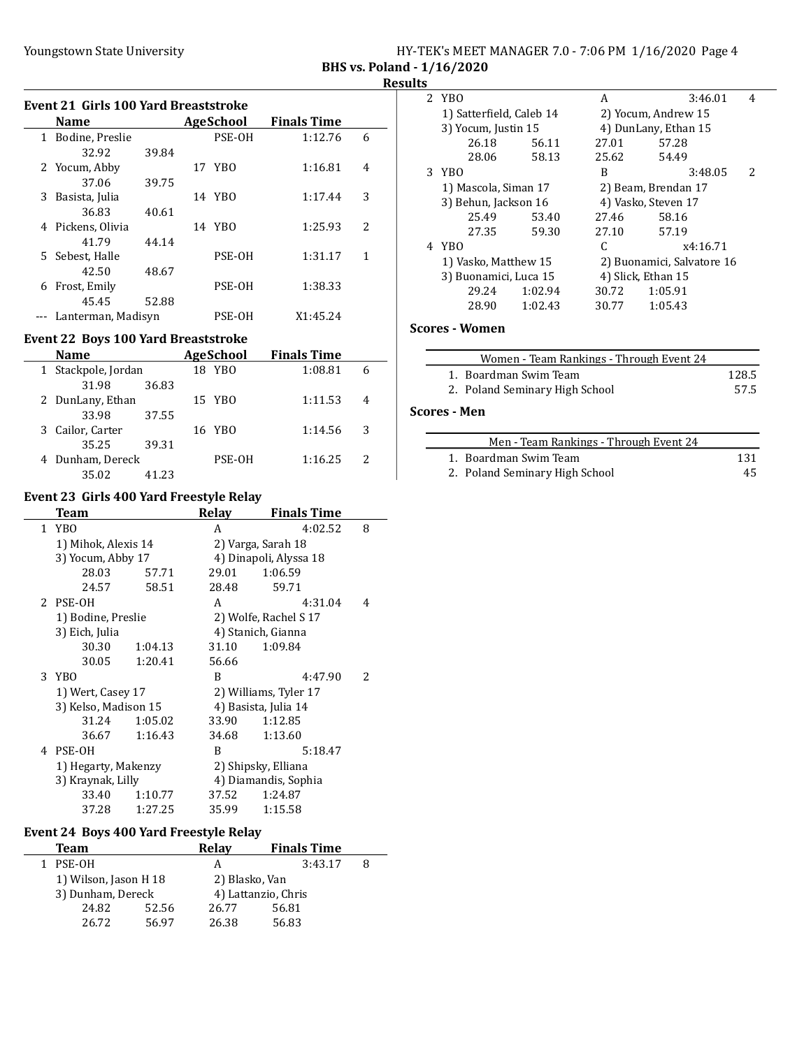BHS vs. Poland - 1/16/2020

Results

### Event 21 Girls 100 Yard Breaststroke

| | Name | Age | School | Finals Time | |
|---|---|---|---|---|---|
| 1 | Bodine, Preslie | | PSE-OH | 1:12.76 | 6 |
| | 32.92 39.84 | | | | |
| 2 | Yocum, Abby | 17 | YBO | 1:16.81 | 4 |
| | 37.06 39.75 | | | | |
| 3 | Basista, Julia | 14 | YBO | 1:17.44 | 3 |
| | 36.83 40.61 | | | | |
| 4 | Pickens, Olivia | 14 | YBO | 1:25.93 | 2 |
| | 41.79 44.14 | | | | |
| 5 | Sebest, Halle | | PSE-OH | 1:31.17 | 1 |
| | 42.50 48.67 | | | | |
| 6 | Frost, Emily | | PSE-OH | 1:38.33 | |
| | 45.45 52.88 | | | | |
| --- | Lanterman, Madisyn | | PSE-OH | X1:45.24 | |

### Event 22 Boys 100 Yard Breaststroke

| | Name | Age | School | Finals Time | |
|---|---|---|---|---|---|
| 1 | Stackpole, Jordan | 18 | YBO | 1:08.81 | 6 |
| | 31.98 36.83 | | | | |
| 2 | DunLany, Ethan | 15 | YBO | 1:11.53 | 4 |
| | 33.98 37.55 | | | | |
| 3 | Cailor, Carter | 16 | YBO | 1:14.56 | 3 |
| | 35.25 39.31 | | | | |
| 4 | Dunham, Dereck | | PSE-OH | 1:16.25 | 2 |
| | 35.02 41.23 | | | | |

### Event 23 Girls 400 Yard Freestyle Relay

| | Team | Relay | Finals Time | |
|---|---|---|---|---|
| 1 | YBO | A | 4:02.52 | 8 |
| | 1) Mihok, Alexis 14 | 2) Varga, Sarah 18 | | |
| | 3) Yocum, Abby 17 | 4) Dinapoli, Alyssa 18 | | |
| | 28.03 57.71 | 29.01 1:06.59 | | |
| | 24.57 58.51 | 28.48 59.71 | | |
| 2 | PSE-OH | A | 4:31.04 | 4 |
| | 1) Bodine, Preslie | 2) Wolfe, Rachel S 17 | | |
| | 3) Eich, Julia | 4) Stanich, Gianna | | |
| | 30.30 1:04.13 | 31.10 1:09.84 | | |
| | 30.05 1:20.41 | 56.66 | | |
| 3 | YBO | B | 4:47.90 | 2 |
| | 1) Wert, Casey 17 | 2) Williams, Tyler 17 | | |
| | 3) Kelso, Madison 15 | 4) Basista, Julia 14 | | |
| | 31.24 1:05.02 | 33.90 1:12.85 | | |
| | 36.67 1:16.43 | 34.68 1:13.60 | | |
| 4 | PSE-OH | B | 5:18.47 | |
| | 1) Hegarty, Makenzy | 2) Shipsky, Elliana | | |
| | 3) Kraynak, Lilly | 4) Diamandis, Sophia | | |
| | 33.40 1:10.77 | 37.52 1:24.87 | | |
| | 37.28 1:27.25 | 35.99 1:15.58 | | |

### Event 24 Boys 400 Yard Freestyle Relay

| | Team | Relay | Finals Time | |
|---|---|---|---|---|
| 1 | PSE-OH | A | 3:43.17 | 8 |
| | 1) Wilson, Jason H 18 | 2) Blasko, Van | | |
| | 3) Dunham, Dereck | 4) Lattanzio, Chris | | |
| | 24.82 52.56 | 26.77 56.81 | | |
| | 26.72 56.97 | 26.38 56.83 | | |
| 2 | YBO | A | 3:46.01 | 4 |
| | 1) Satterfield, Caleb 14 | 2) Yocum, Andrew 15 | | |
| | 3) Yocum, Justin 15 | 4) DunLany, Ethan 15 | | |
| | 26.18 56.11 | 27.01 57.28 | | |
| | 28.06 58.13 | 25.62 54.49 | | |
| 3 | YBO | B | 3:48.05 | 2 |
| | 1) Mascola, Siman 17 | 2) Beam, Brendan 17 | | |
| | 3) Behun, Jackson 16 | 4) Vasko, Steven 17 | | |
| | 25.49 53.40 | 27.46 58.16 | | |
| | 27.35 59.30 | 27.10 57.19 | | |
| 4 | YBO | C | x4:16.71 | |
| | 1) Vasko, Matthew 15 | 2) Buonamici, Salvatore 16 | | |
| | 3) Buonamici, Luca 15 | 4) Slick, Ethan 15 | | |
| | 29.24 1:02.94 | 30.72 1:05.91 | | |
| | 28.90 1:02.43 | 30.77 1:05.43 | | |

### Scores - Women

| Women - Team Rankings - Through Event 24 | |
|---|---|
| 1. Boardman Swim Team | 128.5 |
| 2. Poland Seminary High School | 57.5 |

### Scores - Men

| Men - Team Rankings - Through Event 24 | |
|---|---|
| 1. Boardman Swim Team | 131 |
| 2. Poland Seminary High School | 45 |